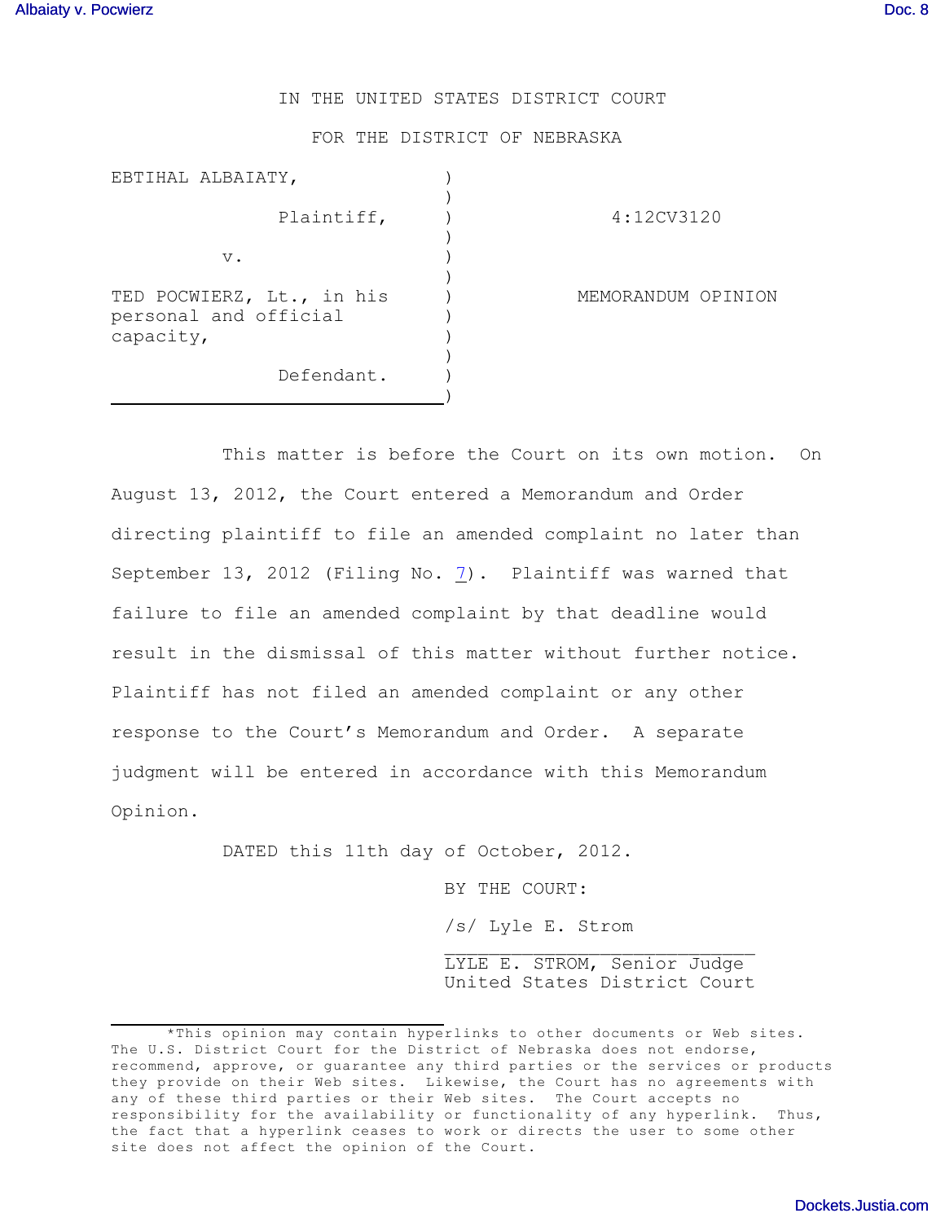IN THE UNITED STATES DISTRICT COURT

FOR THE DISTRICT OF NEBRASKA

| | | |
|---|---|---|
| EBTIHAL ALBAIATY, Plaintiff, | ) | 4:12CV3120 |
| v. | ) | |
| TED POCWIERZ, Lt., in his personal and official capacity, Defendant. | ) | MEMORANDUM OPINION |

This matter is before the Court on its own motion. On August 13, 2012, the Court entered a Memorandum and Order directing plaintiff to file an amended complaint no later than September 13, 2012 (Filing No. 7). Plaintiff was warned that failure to file an amended complaint by that deadline would result in the dismissal of this matter without further notice. Plaintiff has not filed an amended complaint or any other response to the Court's Memorandum and Order. A separate judgment will be entered in accordance with this Memorandum Opinion.

DATED this 11th day of October, 2012.

BY THE COURT:

/s/ Lyle E. Strom

LYLE E. STROM, Senior Judge
United States District Court

*This opinion may contain hyperlinks to other documents or Web sites. The U.S. District Court for the District of Nebraska does not endorse, recommend, approve, or guarantee any third parties or the services or products they provide on their Web sites. Likewise, the Court has no agreements with any of these third parties or their Web sites. The Court accepts no responsibility for the availability or functionality of any hyperlink. Thus, the fact that a hyperlink ceases to work or directs the user to some other site does not affect the opinion of the Court.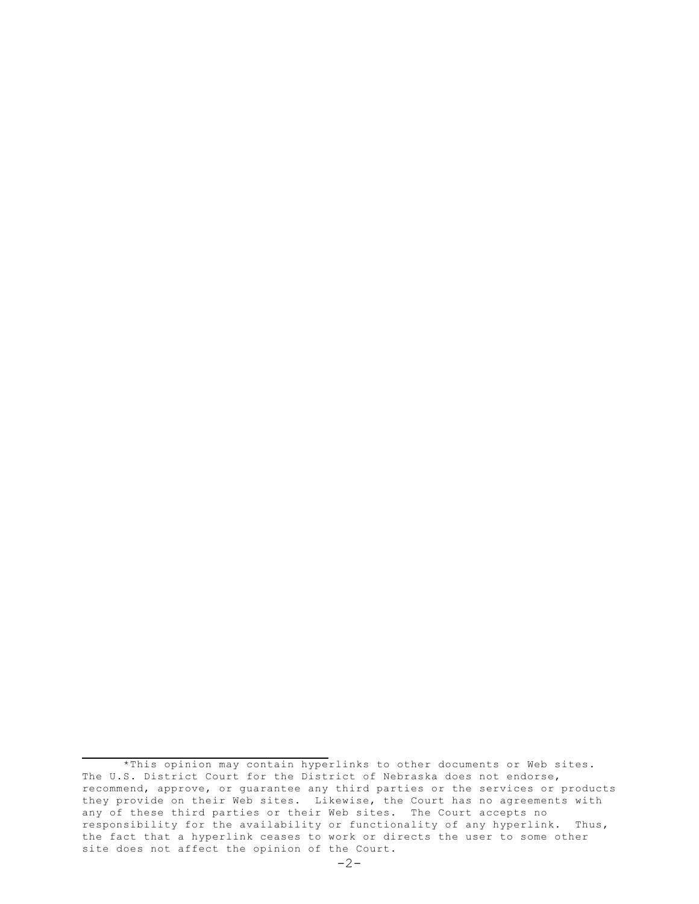*This opinion may contain hyperlinks to other documents or Web sites. The U.S. District Court for the District of Nebraska does not endorse, recommend, approve, or guarantee any third parties or the services or products they provide on their Web sites. Likewise, the Court has no agreements with any of these third parties or their Web sites. The Court accepts no responsibility for the availability or functionality of any hyperlink. Thus, the fact that a hyperlink ceases to work or directs the user to some other site does not affect the opinion of the Court.